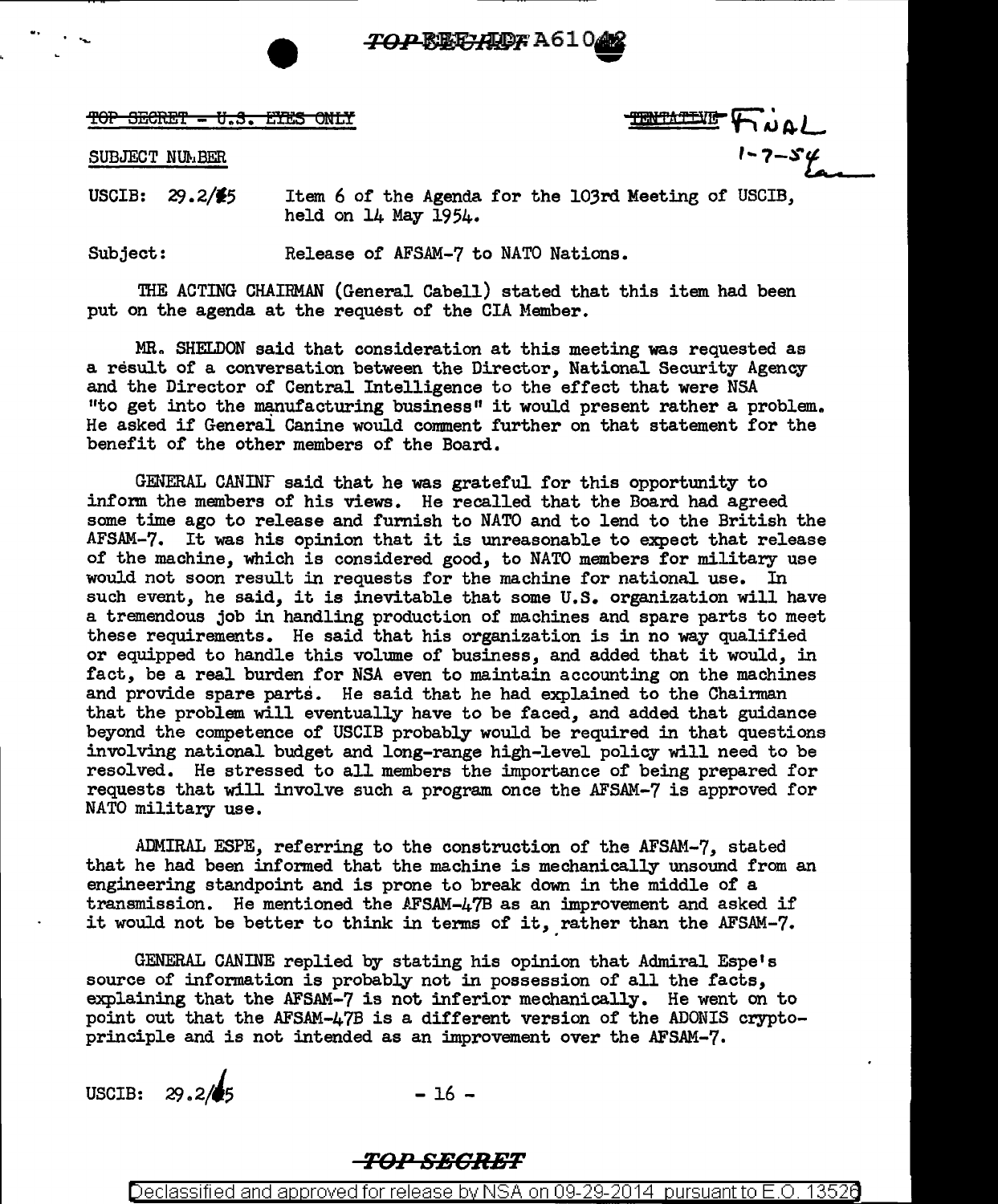TOP SECRET - U.S. EYES ONLY

~~TENTATIVE~~ FINAL
1-7-54

SUBJECT NUMBER

USCIB: 29.2/45 Item 6 of the Agenda for the 103rd Meeting of USCIB, held on 14 May 1954.

Subject: Release of AFSAM-7 to NATO Nations.

THE ACTING CHAIRMAN (General Cabell) stated that this item had been put on the agenda at the request of the CIA Member.

MR. SHELDON said that consideration at this meeting was requested as a result of a conversation between the Director, National Security Agency and the Director of Central Intelligence to the effect that were NSA "to get into the manufacturing business" it would present rather a problem. He asked if General Canine would comment further on that statement for the benefit of the other members of the Board.

GENERAL CANINE said that he was grateful for this opportunity to inform the members of his views. He recalled that the Board had agreed some time ago to release and furnish to NATO and to lend to the British the AFSAM-7. It was his opinion that it is unreasonable to expect that release of the machine, which is considered good, to NATO members for military use would not soon result in requests for the machine for national use. In such event, he said, it is inevitable that some U.S. organization will have a tremendous job in handling production of machines and spare parts to meet these requirements. He said that his organization is in no way qualified or equipped to handle this volume of business, and added that it would, in fact, be a real burden for NSA even to maintain accounting on the machines and provide spare parts. He said that he had explained to the Chairman that the problem will eventually have to be faced, and added that guidance beyond the competence of USCIB probably would be required in that questions involving national budget and long-range high-level policy will need to be resolved. He stressed to all members the importance of being prepared for requests that will involve such a program once the AFSAM-7 is approved for NATO military use.

ADMIRAL ESPE, referring to the construction of the AFSAM-7, stated that he had been informed that the machine is mechanically unsound from an engineering standpoint and is prone to break down in the middle of a transmission. He mentioned the AFSAM-47B as an improvement and asked if it would not be better to think in terms of it, rather than the AFSAM-7.

GENERAL CANINE replied by stating his opinion that Admiral Espe's source of information is probably not in possession of all the facts, explaining that the AFSAM-7 is not inferior mechanically. He went on to point out that the AFSAM-47B is a different version of the ADONIS crypto-principle and is not intended as an improvement over the AFSAM-7.

USCIB: 29.2/45

TOP SECRET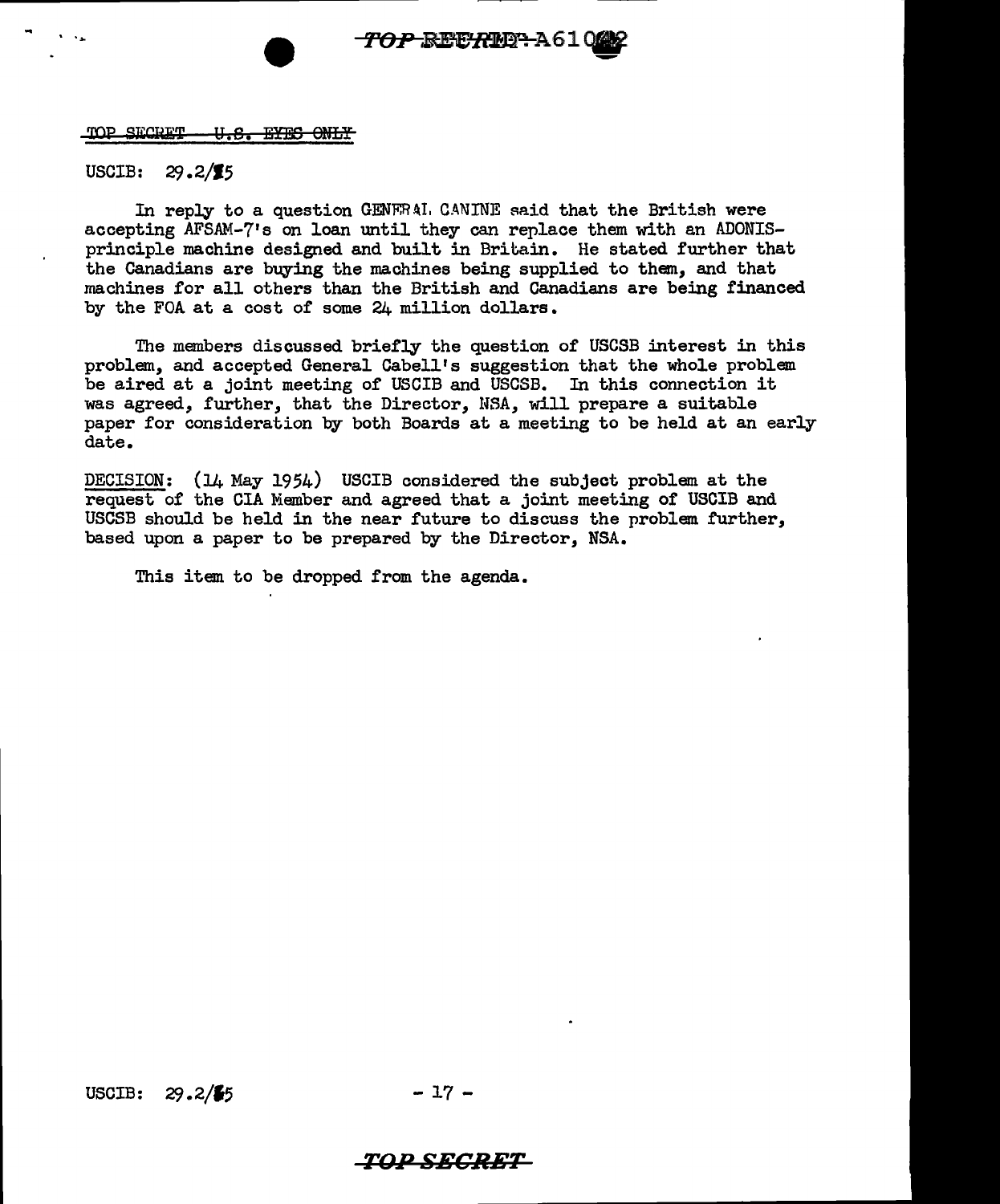TOP SECRET ~~U.S. EYES ONLY~~

USCIB: 29.2/15

In reply to a question GENERAL CANINE said that the British were accepting AFSAM-7's on loan until they can replace them with an ADONIS-principle machine designed and built in Britain. He stated further that the Canadians are buying the machines being supplied to them, and that machines for all others than the British and Canadians are being financed by the FOA at a cost of some 24 million dollars.

The members discussed briefly the question of USCSB interest in this problem, and accepted General Cabell's suggestion that the whole problem be aired at a joint meeting of USCIB and USCSB. In this connection it was agreed, further, that the Director, NSA, will prepare a suitable paper for consideration by both Boards at a meeting to be held at an early date.

DECISION: (14 May 1954) USCIB considered the subject problem at the request of the CIA Member and agreed that a joint meeting of USCIB and USCSB should be held in the near future to discuss the problem further, based upon a paper to be prepared by the Director, NSA.

This item to be dropped from the agenda.

USCIB: 29.2/15

**TOP SECRET**